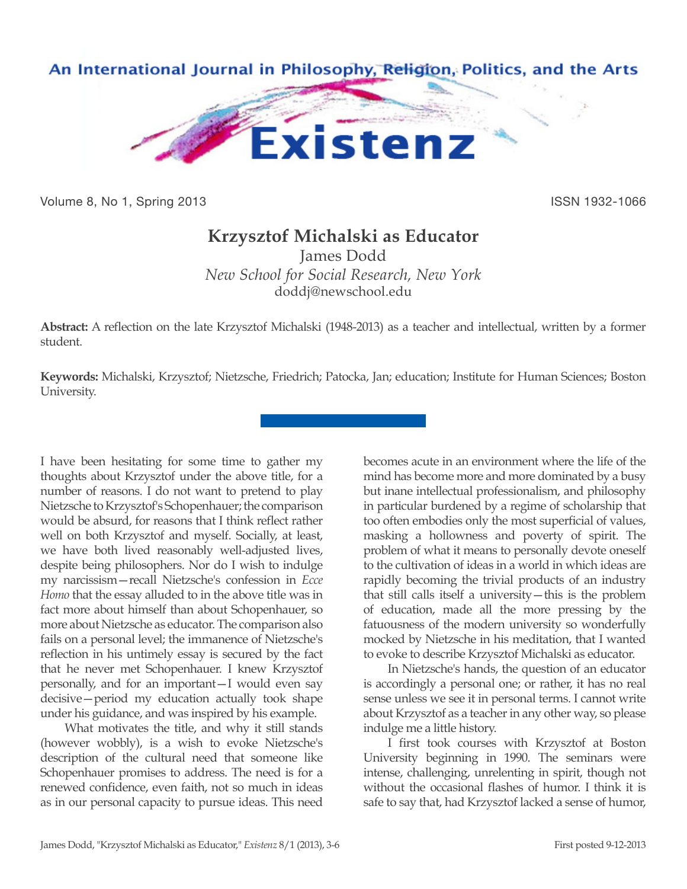# Krzysztof Michalski as Educator

James Dodd

*New School for Social Research, New York*

doddj@newschool.edu

**Abstract:** A reflection on the late Krzysztof Michalski (1948-2013) as a teacher and intellectual, written by a former student.

**Keywords:** Michalski, Krzysztof; Nietzsche, Friedrich; Patocka, Jan; education; Institute for Human Sciences; Boston University.

I have been hesitating for some time to gather my thoughts about Krzysztof under the above title, for a number of reasons. I do not want to pretend to play Nietzsche to Krzysztof's Schopenhauer; the comparison would be absurd, for reasons that I think reflect rather well on both Krzysztof and myself. Socially, at least, we have both lived reasonably well-adjusted lives, despite being philosophers. Nor do I wish to indulge my narcissism—recall Nietzsche's confession in *Ecce Homo* that the essay alluded to in the above title was in fact more about himself than about Schopenhauer, so more about Nietzsche as educator. The comparison also fails on a personal level; the immanence of Nietzsche's reflection in his untimely essay is secured by the fact that he never met Schopenhauer. I knew Krzysztof personally, and for an important—I would even say decisive—period my education actually took shape under his guidance, and was inspired by his example.

What motivates the title, and why it still stands (however wobbly), is a wish to evoke Nietzsche's description of the cultural need that someone like Schopenhauer promises to address. The need is for a renewed confidence, even faith, not so much in ideas as in our personal capacity to pursue ideas. This need becomes acute in an environment where the life of the mind has become more and more dominated by a busy but inane intellectual professionalism, and philosophy in particular burdened by a regime of scholarship that too often embodies only the most superficial of values, masking a hollowness and poverty of spirit. The problem of what it means to personally devote oneself to the cultivation of ideas in a world in which ideas are rapidly becoming the trivial products of an industry that still calls itself a university—this is the problem of education, made all the more pressing by the fatuousness of the modern university so wonderfully mocked by Nietzsche in his meditation, that I wanted to evoke to describe Krzysztof Michalski as educator.

In Nietzsche's hands, the question of an educator is accordingly a personal one; or rather, it has no real sense unless we see it in personal terms. I cannot write about Krzysztof as a teacher in any other way, so please indulge me a little history.

I first took courses with Krzysztof at Boston University beginning in 1990. The seminars were intense, challenging, unrelenting in spirit, though not without the occasional flashes of humor. I think it is safe to say that, had Krzysztof lacked a sense of humor,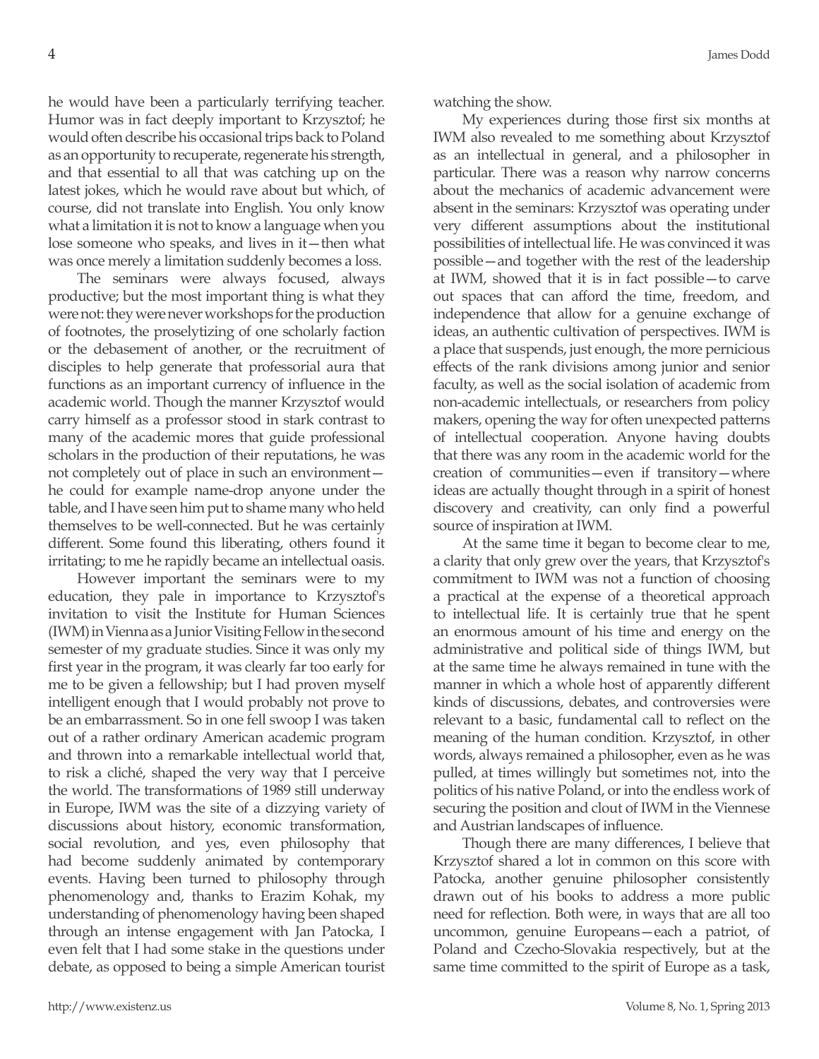he would have been a particularly terrifying teacher. Humor was in fact deeply important to Krzysztof; he would often describe his occasional trips back to Poland as an opportunity to recuperate, regenerate his strength, and that essential to all that was catching up on the latest jokes, which he would rave about but which, of course, did not translate into English. You only know what a limitation it is not to know a language when you lose someone who speaks, and lives in it—then what was once merely a limitation suddenly becomes a loss.

The seminars were always focused, always productive; but the most important thing is what they were not: they were never workshops for the production of footnotes, the proselytizing of one scholarly faction or the debasement of another, or the recruitment of disciples to help generate that professorial aura that functions as an important currency of influence in the academic world. Though the manner Krzysztof would carry himself as a professor stood in stark contrast to many of the academic mores that guide professional scholars in the production of their reputations, he was not completely out of place in such an environment—he could for example name-drop anyone under the table, and I have seen him put to shame many who held themselves to be well-connected. But he was certainly different. Some found this liberating, others found it irritating; to me he rapidly became an intellectual oasis.

However important the seminars were to my education, they pale in importance to Krzysztof's invitation to visit the Institute for Human Sciences (IWM) in Vienna as a Junior Visiting Fellow in the second semester of my graduate studies. Since it was only my first year in the program, it was clearly far too early for me to be given a fellowship; but I had proven myself intelligent enough that I would probably not prove to be an embarrassment. So in one fell swoop I was taken out of a rather ordinary American academic program and thrown into a remarkable intellectual world that, to risk a cliché, shaped the very way that I perceive the world. The transformations of 1989 still underway in Europe, IWM was the site of a dizzying variety of discussions about history, economic transformation, social revolution, and yes, even philosophy that had become suddenly animated by contemporary events. Having been turned to philosophy through phenomenology and, thanks to Erazim Kohak, my understanding of phenomenology having been shaped through an intense engagement with Jan Patocka, I even felt that I had some stake in the questions under debate, as opposed to being a simple American tourist watching the show.

My experiences during those first six months at IWM also revealed to me something about Krzysztof as an intellectual in general, and a philosopher in particular. There was a reason why narrow concerns about the mechanics of academic advancement were absent in the seminars: Krzysztof was operating under very different assumptions about the institutional possibilities of intellectual life. He was convinced it was possible—and together with the rest of the leadership at IWM, showed that it is in fact possible—to carve out spaces that can afford the time, freedom, and independence that allow for a genuine exchange of ideas, an authentic cultivation of perspectives. IWM is a place that suspends, just enough, the more pernicious effects of the rank divisions among junior and senior faculty, as well as the social isolation of academic from non-academic intellectuals, or researchers from policy makers, opening the way for often unexpected patterns of intellectual cooperation. Anyone having doubts that there was any room in the academic world for the creation of communities—even if transitory—where ideas are actually thought through in a spirit of honest discovery and creativity, can only find a powerful source of inspiration at IWM.

At the same time it began to become clear to me, a clarity that only grew over the years, that Krzysztof's commitment to IWM was not a function of choosing a practical at the expense of a theoretical approach to intellectual life. It is certainly true that he spent an enormous amount of his time and energy on the administrative and political side of things IWM, but at the same time he always remained in tune with the manner in which a whole host of apparently different kinds of discussions, debates, and controversies were relevant to a basic, fundamental call to reflect on the meaning of the human condition. Krzysztof, in other words, always remained a philosopher, even as he was pulled, at times willingly but sometimes not, into the politics of his native Poland, or into the endless work of securing the position and clout of IWM in the Viennese and Austrian landscapes of influence.

Though there are many differences, I believe that Krzysztof shared a lot in common on this score with Patocka, another genuine philosopher consistently drawn out of his books to address a more public need for reflection. Both were, in ways that are all too uncommon, genuine Europeans—each a patriot, of Poland and Czecho-Slovakia respectively, but at the same time committed to the spirit of Europe as a task,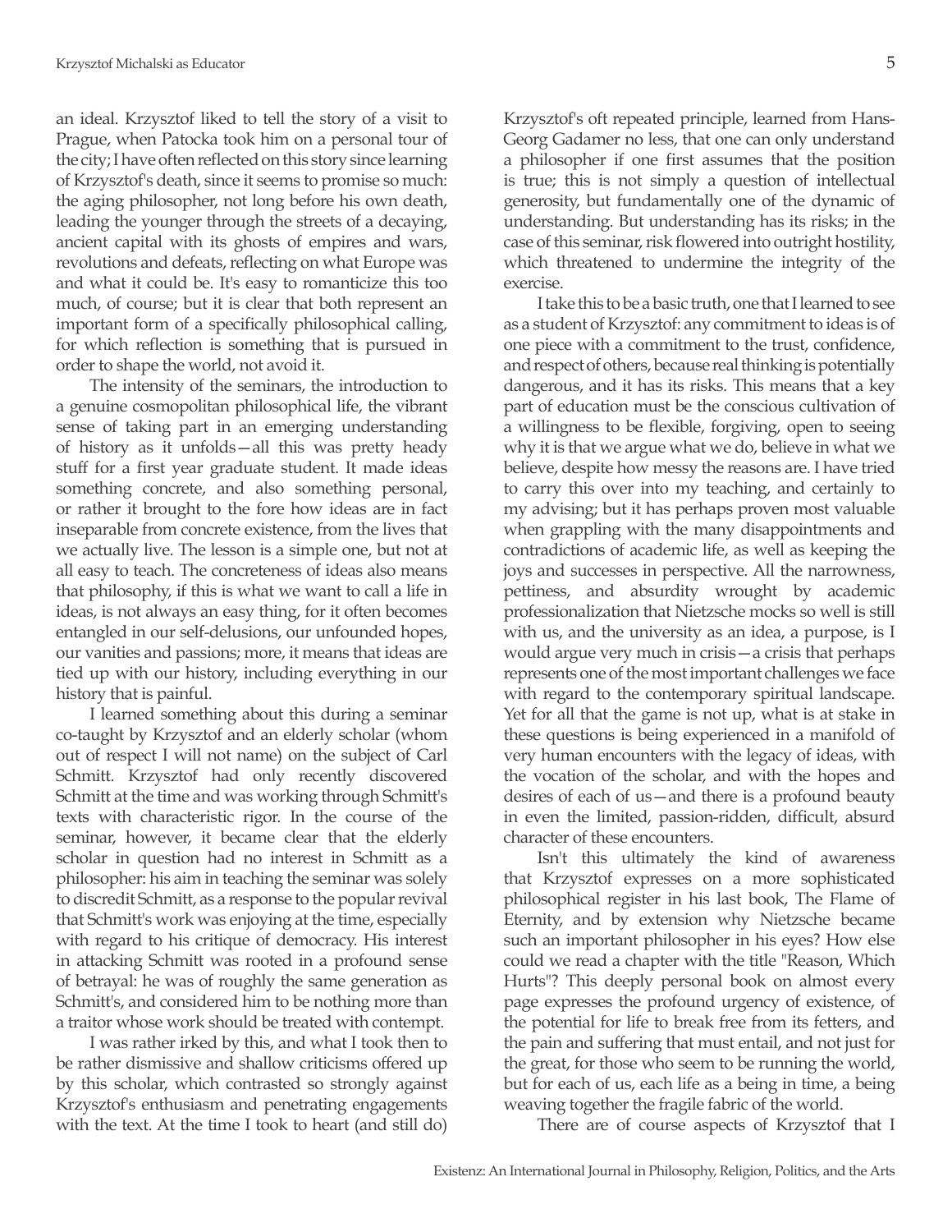an ideal. Krzysztof liked to tell the story of a visit to Prague, when Patocka took him on a personal tour of the city; I have often reflected on this story since learning of Krzysztof's death, since it seems to promise so much: the aging philosopher, not long before his own death, leading the younger through the streets of a decaying, ancient capital with its ghosts of empires and wars, revolutions and defeats, reflecting on what Europe was and what it could be. It's easy to romanticize this too much, of course; but it is clear that both represent an important form of a specifically philosophical calling, for which reflection is something that is pursued in order to shape the world, not avoid it.

The intensity of the seminars, the introduction to a genuine cosmopolitan philosophical life, the vibrant sense of taking part in an emerging understanding of history as it unfolds—all this was pretty heady stuff for a first year graduate student. It made ideas something concrete, and also something personal, or rather it brought to the fore how ideas are in fact inseparable from concrete existence, from the lives that we actually live. The lesson is a simple one, but not at all easy to teach. The concreteness of ideas also means that philosophy, if this is what we want to call a life in ideas, is not always an easy thing, for it often becomes entangled in our self-delusions, our unfounded hopes, our vanities and passions; more, it means that ideas are tied up with our history, including everything in our history that is painful.

I learned something about this during a seminar co-taught by Krzysztof and an elderly scholar (whom out of respect I will not name) on the subject of Carl Schmitt. Krzysztof had only recently discovered Schmitt at the time and was working through Schmitt's texts with characteristic rigor. In the course of the seminar, however, it became clear that the elderly scholar in question had no interest in Schmitt as a philosopher: his aim in teaching the seminar was solely to discredit Schmitt, as a response to the popular revival that Schmitt's work was enjoying at the time, especially with regard to his critique of democracy. His interest in attacking Schmitt was rooted in a profound sense of betrayal: he was of roughly the same generation as Schmitt's, and considered him to be nothing more than a traitor whose work should be treated with contempt.

I was rather irked by this, and what I took then to be rather dismissive and shallow criticisms offered up by this scholar, which contrasted so strongly against Krzysztof's enthusiasm and penetrating engagements with the text. At the time I took to heart (and still do) Krzysztof's oft repeated principle, learned from Hans-Georg Gadamer no less, that one can only understand a philosopher if one first assumes that the position is true; this is not simply a question of intellectual generosity, but fundamentally one of the dynamic of understanding. But understanding has its risks; in the case of this seminar, risk flowered into outright hostility, which threatened to undermine the integrity of the exercise.

I take this to be a basic truth, one that I learned to see as a student of Krzysztof: any commitment to ideas is of one piece with a commitment to the trust, confidence, and respect of others, because real thinking is potentially dangerous, and it has its risks. This means that a key part of education must be the conscious cultivation of a willingness to be flexible, forgiving, open to seeing why it is that we argue what we do, believe in what we believe, despite how messy the reasons are. I have tried to carry this over into my teaching, and certainly to my advising; but it has perhaps proven most valuable when grappling with the many disappointments and contradictions of academic life, as well as keeping the joys and successes in perspective. All the narrowness, pettiness, and absurdity wrought by academic professionalization that Nietzsche mocks so well is still with us, and the university as an idea, a purpose, is I would argue very much in crisis—a crisis that perhaps represents one of the most important challenges we face with regard to the contemporary spiritual landscape. Yet for all that the game is not up, what is at stake in these questions is being experienced in a manifold of very human encounters with the legacy of ideas, with the vocation of the scholar, and with the hopes and desires of each of us—and there is a profound beauty in even the limited, passion-ridden, difficult, absurd character of these encounters.

Isn't this ultimately the kind of awareness that Krzysztof expresses on a more sophisticated philosophical register in his last book, The Flame of Eternity, and by extension why Nietzsche became such an important philosopher in his eyes? How else could we read a chapter with the title "Reason, Which Hurts"? This deeply personal book on almost every page expresses the profound urgency of existence, of the potential for life to break free from its fetters, and the pain and suffering that must entail, and not just for the great, for those who seem to be running the world, but for each of us, each life as a being in time, a being weaving together the fragile fabric of the world.

There are of course aspects of Krzysztof that I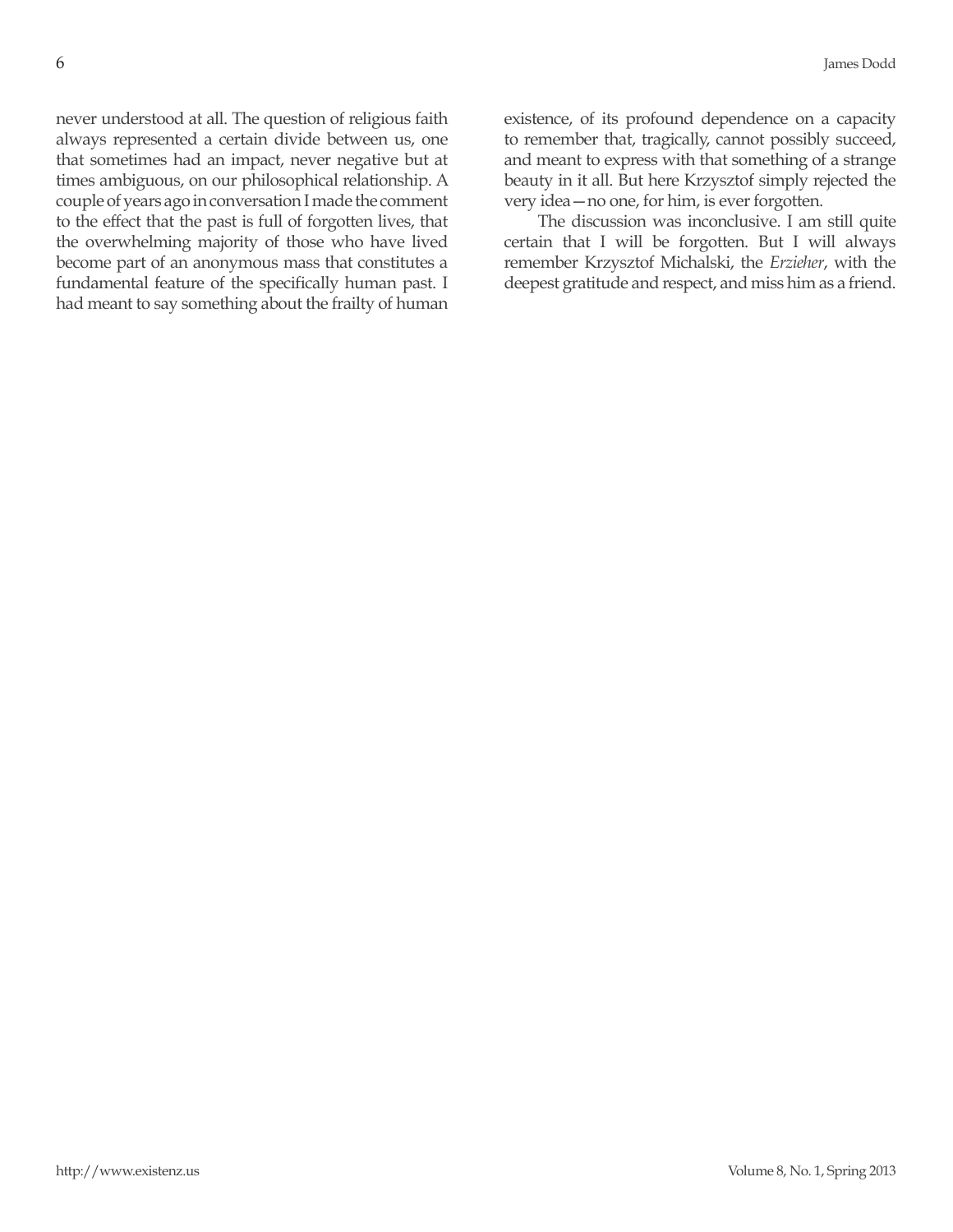never understood at all. The question of religious faith always represented a certain divide between us, one that sometimes had an impact, never negative but at times ambiguous, on our philosophical relationship. A couple of years ago in conversation I made the comment to the effect that the past is full of forgotten lives, that the overwhelming majority of those who have lived become part of an anonymous mass that constitutes a fundamental feature of the specifically human past. I had meant to say something about the frailty of human existence, of its profound dependence on a capacity to remember that, tragically, cannot possibly succeed, and meant to express with that something of a strange beauty in it all. But here Krzysztof simply rejected the very idea—no one, for him, is ever forgotten.

The discussion was inconclusive. I am still quite certain that I will be forgotten. But I will always remember Krzysztof Michalski, the *Erzieher*, with the deepest gratitude and respect, and miss him as a friend.